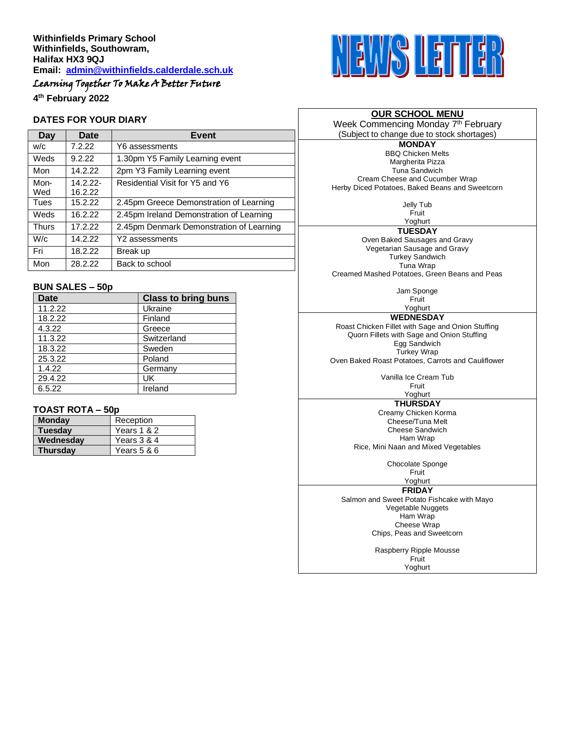**Withinfields Primary School**
**Withinfields, Southowram,**
**Halifax HX3 9QJ**
**Email: [admin@withinfields.calderdale.sch.uk](mailto:admin@withinfields.calderdale.sch.uk)**

*Learning Together To Make A Better Future*

**4th February 2022**

# NEWS LETTER

## DATES FOR YOUR DIARY

| Day | Date | Event |
|---|---|---|
| w/c | 7.2.22 | Y6 assessments |
| Weds | 9.2.22 | 1.30pm Y5 Family Learning event |
| Mon | 14.2.22 | 2pm Y3 Family Learning event |
| Mon-Wed | 14.2.22-16.2.22 | Residential Visit for Y5 and Y6 |
| Tues | 15.2.22 | 2.45pm Greece Demonstration of Learning |
| Weds | 16.2.22 | 2.45pm Ireland Demonstration of Learning |
| Thurs | 17.2.22 | 2.45pm Denmark Demonstration of Learning |
| W/c | 14.2.22 | Y2 assessments |
| Fri | 18.2.22 | Break up |
| Mon | 28.2.22 | Back to school |

## BUN SALES – 50p

| Date | Class to bring buns |
|---|---|
| 11.2.22 | Ukraine |
| 18.2.22 | Finland |
| 4.3.22 | Greece |
| 11.3.22 | Switzerland |
| 18.3.22 | Sweden |
| 25.3.22 | Poland |
| 1.4.22 | Germany |
| 29.4.22 | UK |
| 6.5.22 | Ireland |

## TOAST ROTA – 50p

| | |
|---|---|
| **Monday** | Reception |
| **Tuesday** | Years 1 & 2 |
| **Wednesday** | Years 3 & 4 |
| **Thursday** | Years 5 & 6 |

## OUR SCHOOL MENU

Week Commencing Monday 7th February
(Subject to change due to stock shortages)

**MONDAY**

BBQ Chicken Melts
Margherita Pizza
Tuna Sandwich
Cream Cheese and Cucumber Wrap
Herby Diced Potatoes, Baked Beans and Sweetcorn

Jelly Tub
Fruit
Yoghurt

**TUESDAY**

Oven Baked Sausages and Gravy
Vegetarian Sausage and Gravy
Turkey Sandwich
Tuna Wrap
Creamed Mashed Potatoes, Green Beans and Peas

Jam Sponge
Fruit
Yoghurt

**WEDNESDAY**

Roast Chicken Fillet with Sage and Onion Stuffing
Quorn Fillets with Sage and Onion Stuffing
Egg Sandwich
Turkey Wrap
Oven Baked Roast Potatoes, Carrots and Cauliflower

Vanilla Ice Cream Tub
Fruit
Yoghurt

**THURSDAY**

Creamy Chicken Korma
Cheese/Tuna Melt
Cheese Sandwich
Ham Wrap
Rice, Mini Naan and Mixed Vegetables

Chocolate Sponge
Fruit
Yoghurt

**FRIDAY**

Salmon and Sweet Potato Fishcake with Mayo
Vegetable Nuggets
Ham Wrap
Cheese Wrap
Chips, Peas and Sweetcorn

Raspberry Ripple Mousse
Fruit
Yoghurt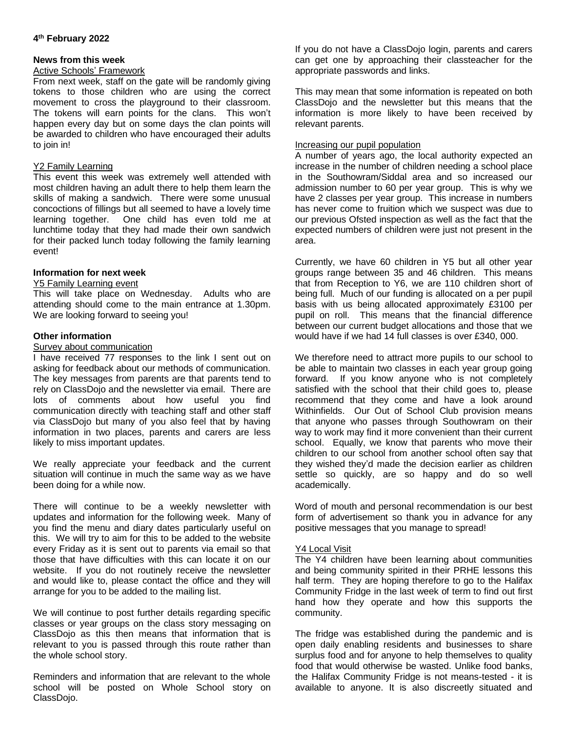**4th February 2022**

**News from this week**

Active Schools' Framework

From next week, staff on the gate will be randomly giving tokens to those children who are using the correct movement to cross the playground to their classroom. The tokens will earn points for the clans. This won't happen every day but on some days the clan points will be awarded to children who have encouraged their adults to join in!

Y2 Family Learning

This event this week was extremely well attended with most children having an adult there to help them learn the skills of making a sandwich. There were some unusual concoctions of fillings but all seemed to have a lovely time learning together. One child has even told me at lunchtime today that they had made their own sandwich for their packed lunch today following the family learning event!

**Information for next week**

Y5 Family Learning event

This will take place on Wednesday. Adults who are attending should come to the main entrance at 1.30pm. We are looking forward to seeing you!

**Other information**

Survey about communication

I have received 77 responses to the link I sent out on asking for feedback about our methods of communication. The key messages from parents are that parents tend to rely on ClassDojo and the newsletter via email. There are lots of comments about how useful you find communication directly with teaching staff and other staff via ClassDojo but many of you also feel that by having information in two places, parents and carers are less likely to miss important updates.

We really appreciate your feedback and the current situation will continue in much the same way as we have been doing for a while now.

There will continue to be a weekly newsletter with updates and information for the following week. Many of you find the menu and diary dates particularly useful on this. We will try to aim for this to be added to the website every Friday as it is sent out to parents via email so that those that have difficulties with this can locate it on our website. If you do not routinely receive the newsletter and would like to, please contact the office and they will arrange for you to be added to the mailing list.

We will continue to post further details regarding specific classes or year groups on the class story messaging on ClassDojo as this then means that information that is relevant to you is passed through this route rather than the whole school story.

Reminders and information that are relevant to the whole school will be posted on Whole School story on ClassDojo.

If you do not have a ClassDojo login, parents and carers can get one by approaching their classteacher for the appropriate passwords and links.

This may mean that some information is repeated on both ClassDojo and the newsletter but this means that the information is more likely to have been received by relevant parents.

Increasing our pupil population

A number of years ago, the local authority expected an increase in the number of children needing a school place in the Southowram/Siddal area and so increased our admission number to 60 per year group. This is why we have 2 classes per year group. This increase in numbers has never come to fruition which we suspect was due to our previous Ofsted inspection as well as the fact that the expected numbers of children were just not present in the area.

Currently, we have 60 children in Y5 but all other year groups range between 35 and 46 children. This means that from Reception to Y6, we are 110 children short of being full. Much of our funding is allocated on a per pupil basis with us being allocated approximately £3100 per pupil on roll. This means that the financial difference between our current budget allocations and those that we would have if we had 14 full classes is over £340, 000.

We therefore need to attract more pupils to our school to be able to maintain two classes in each year group going forward. If you know anyone who is not completely satisfied with the school that their child goes to, please recommend that they come and have a look around Withinfields. Our Out of School Club provision means that anyone who passes through Southowram on their way to work may find it more convenient than their current school. Equally, we know that parents who move their children to our school from another school often say that they wished they'd made the decision earlier as children settle so quickly, are so happy and do so well academically.

Word of mouth and personal recommendation is our best form of advertisement so thank you in advance for any positive messages that you manage to spread!

Y4 Local Visit

The Y4 children have been learning about communities and being community spirited in their PRHE lessons this half term. They are hoping therefore to go to the Halifax Community Fridge in the last week of term to find out first hand how they operate and how this supports the community.

The fridge was established during the pandemic and is open daily enabling residents and businesses to share surplus food and for anyone to help themselves to quality food that would otherwise be wasted. Unlike food banks, the Halifax Community Fridge is not means-tested - it is available to anyone. It is also discreetly situated and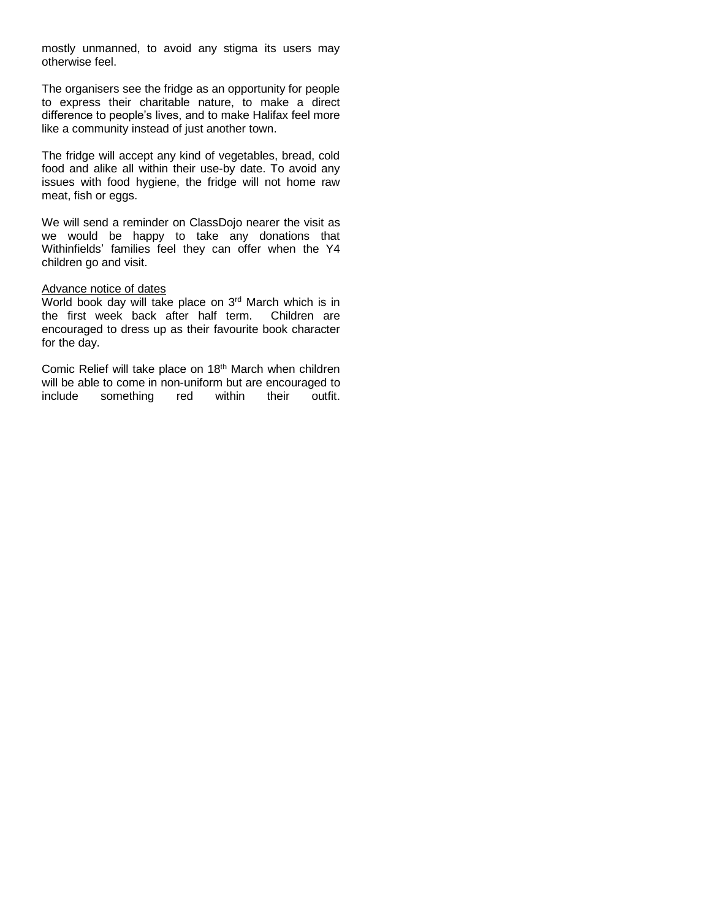mostly unmanned, to avoid any stigma its users may otherwise feel.

The organisers see the fridge as an opportunity for people to express their charitable nature, to make a direct difference to people's lives, and to make Halifax feel more like a community instead of just another town.

The fridge will accept any kind of vegetables, bread, cold food and alike all within their use-by date. To avoid any issues with food hygiene, the fridge will not home raw meat, fish or eggs.

We will send a reminder on ClassDojo nearer the visit as we would be happy to take any donations that Withinfields' families feel they can offer when the Y4 children go and visit.

<u>Advance notice of dates</u>

World book day will take place on 3rd March which is in the first week back after half term. Children are encouraged to dress up as their favourite book character for the day.

Comic Relief will take place on 18th March when children will be able to come in non-uniform but are encouraged to include something red within their outfit.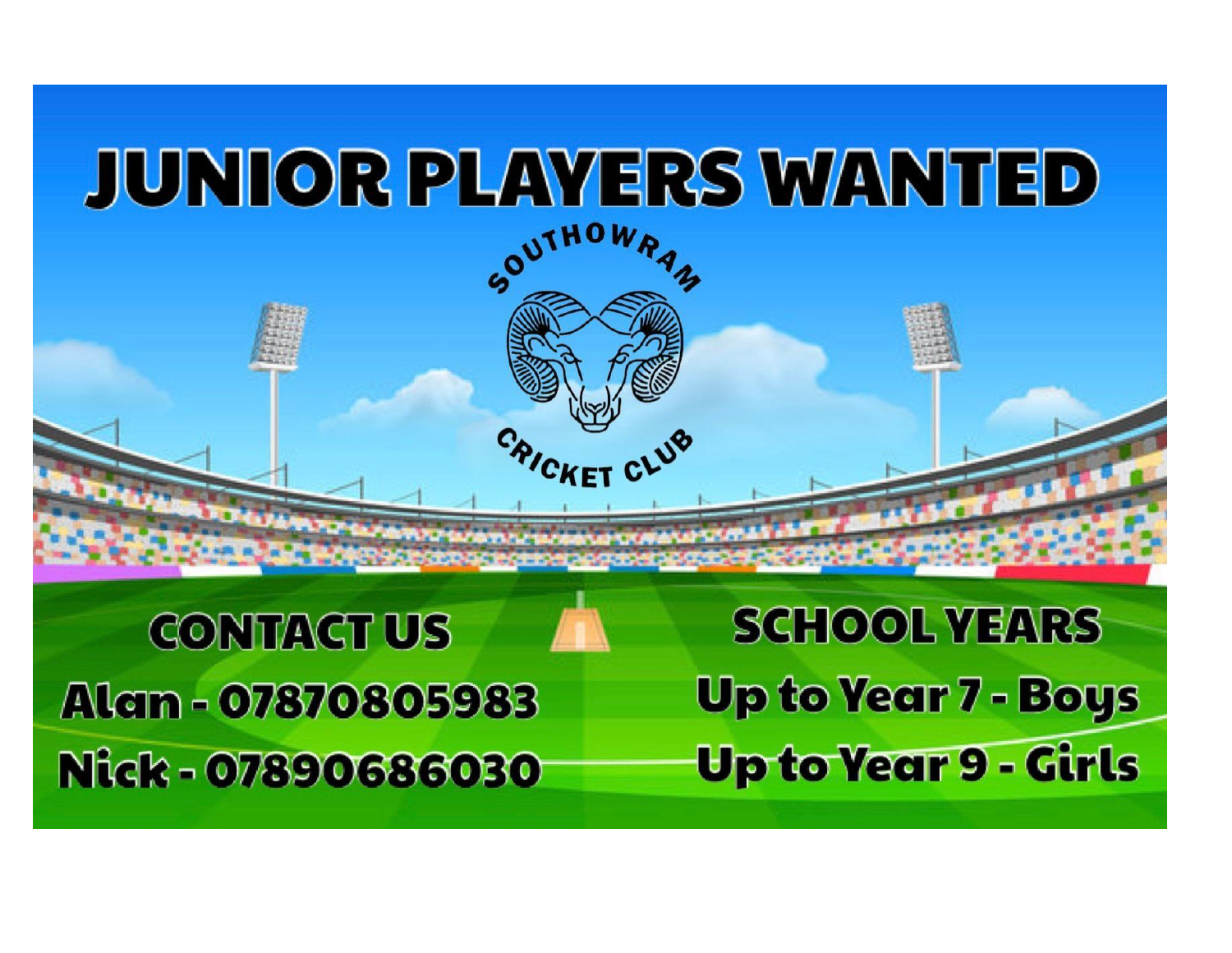# JUNIOR PLAYERS WANTED

SOUTHOWRAM CRICKET CLUB

## CONTACT US

Alan - 07870805983

Nick - 07890686030

## SCHOOL YEARS

Up to Year 7 - Boys

Up to Year 9 - Girls